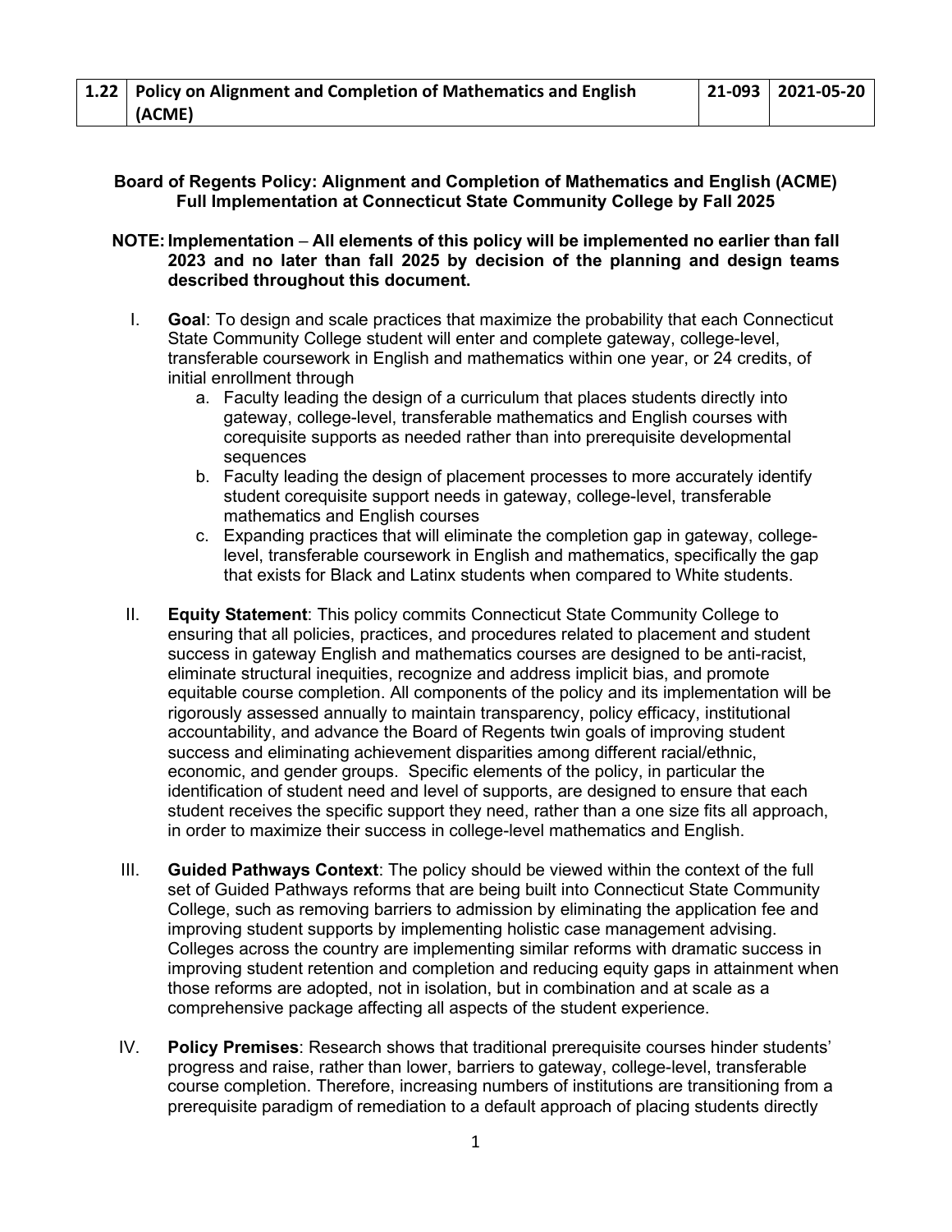| 1.22 | Policy on Alignment and Completion of Mathematics and English (ACME) | 21-093 | 2021-05-20 |
|---|---|---|---|

**Board of Regents Policy: Alignment and Completion of Mathematics and English (ACME) Full Implementation at Connecticut State Community College by Fall 2025**

**NOTE: Implementation – All elements of this policy will be implemented no earlier than fall 2023 and no later than fall 2025 by decision of the planning and design teams described throughout this document.**

I. **Goal**: To design and scale practices that maximize the probability that each Connecticut State Community College student will enter and complete gateway, college-level, transferable coursework in English and mathematics within one year, or 24 credits, of initial enrollment through
   a. Faculty leading the design of a curriculum that places students directly into gateway, college-level, transferable mathematics and English courses with corequisite supports as needed rather than into prerequisite developmental sequences
   b. Faculty leading the design of placement processes to more accurately identify student corequisite support needs in gateway, college-level, transferable mathematics and English courses
   c. Expanding practices that will eliminate the completion gap in gateway, college-level, transferable coursework in English and mathematics, specifically the gap that exists for Black and Latinx students when compared to White students.

II. **Equity Statement**: This policy commits Connecticut State Community College to ensuring that all policies, practices, and procedures related to placement and student success in gateway English and mathematics courses are designed to be anti-racist, eliminate structural inequities, recognize and address implicit bias, and promote equitable course completion. All components of the policy and its implementation will be rigorously assessed annually to maintain transparency, policy efficacy, institutional accountability, and advance the Board of Regents twin goals of improving student success and eliminating achievement disparities among different racial/ethnic, economic, and gender groups. Specific elements of the policy, in particular the identification of student need and level of supports, are designed to ensure that each student receives the specific support they need, rather than a one size fits all approach, in order to maximize their success in college-level mathematics and English.

III. **Guided Pathways Context**: The policy should be viewed within the context of the full set of Guided Pathways reforms that are being built into Connecticut State Community College, such as removing barriers to admission by eliminating the application fee and improving student supports by implementing holistic case management advising. Colleges across the country are implementing similar reforms with dramatic success in improving student retention and completion and reducing equity gaps in attainment when those reforms are adopted, not in isolation, but in combination and at scale as a comprehensive package affecting all aspects of the student experience.

IV. **Policy Premises**: Research shows that traditional prerequisite courses hinder students' progress and raise, rather than lower, barriers to gateway, college-level, transferable course completion. Therefore, increasing numbers of institutions are transitioning from a prerequisite paradigm of remediation to a default approach of placing students directly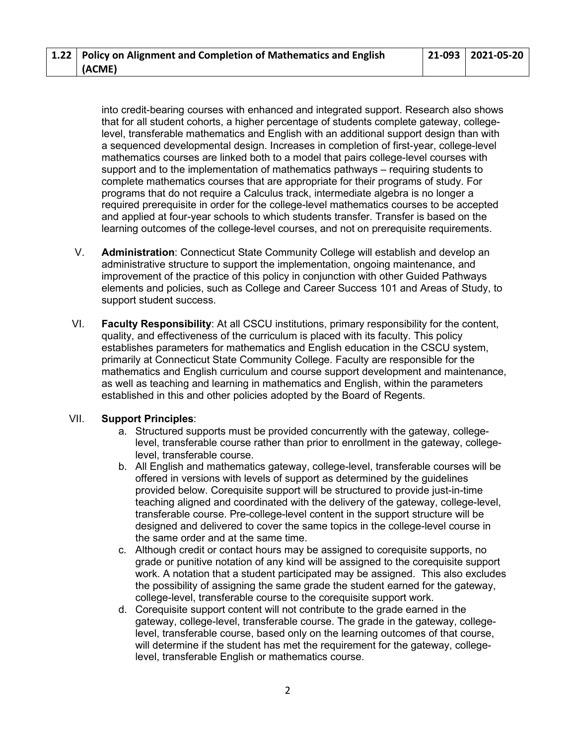into credit-bearing courses with enhanced and integrated support. Research also shows that for all student cohorts, a higher percentage of students complete gateway, college-level, transferable mathematics and English with an additional support design than with a sequenced developmental design. Increases in completion of first-year, college-level mathematics courses are linked both to a model that pairs college-level courses with support and to the implementation of mathematics pathways – requiring students to complete mathematics courses that are appropriate for their programs of study. For programs that do not require a Calculus track, intermediate algebra is no longer a required prerequisite in order for the college-level mathematics courses to be accepted and applied at four-year schools to which students transfer. Transfer is based on the learning outcomes of the college-level courses, and not on prerequisite requirements.

V. **Administration**: Connecticut State Community College will establish and develop an administrative structure to support the implementation, ongoing maintenance, and improvement of the practice of this policy in conjunction with other Guided Pathways elements and policies, such as College and Career Success 101 and Areas of Study, to support student success.

VI. **Faculty Responsibility**: At all CSCU institutions, primary responsibility for the content, quality, and effectiveness of the curriculum is placed with its faculty. This policy establishes parameters for mathematics and English education in the CSCU system, primarily at Connecticut State Community College. Faculty are responsible for the mathematics and English curriculum and course support development and maintenance, as well as teaching and learning in mathematics and English, within the parameters established in this and other policies adopted by the Board of Regents.

VII. **Support Principles**:

a. Structured supports must be provided concurrently with the gateway, college-level, transferable course rather than prior to enrollment in the gateway, college-level, transferable course.

b. All English and mathematics gateway, college-level, transferable courses will be offered in versions with levels of support as determined by the guidelines provided below. Corequisite support will be structured to provide just-in-time teaching aligned and coordinated with the delivery of the gateway, college-level, transferable course. Pre-college-level content in the support structure will be designed and delivered to cover the same topics in the college-level course in the same order and at the same time.

c. Although credit or contact hours may be assigned to corequisite supports, no grade or punitive notation of any kind will be assigned to the corequisite support work. A notation that a student participated may be assigned. This also excludes the possibility of assigning the same grade the student earned for the gateway, college-level, transferable course to the corequisite support work.

d. Corequisite support content will not contribute to the grade earned in the gateway, college-level, transferable course. The grade in the gateway, college-level, transferable course, based only on the learning outcomes of that course, will determine if the student has met the requirement for the gateway, college-level, transferable English or mathematics course.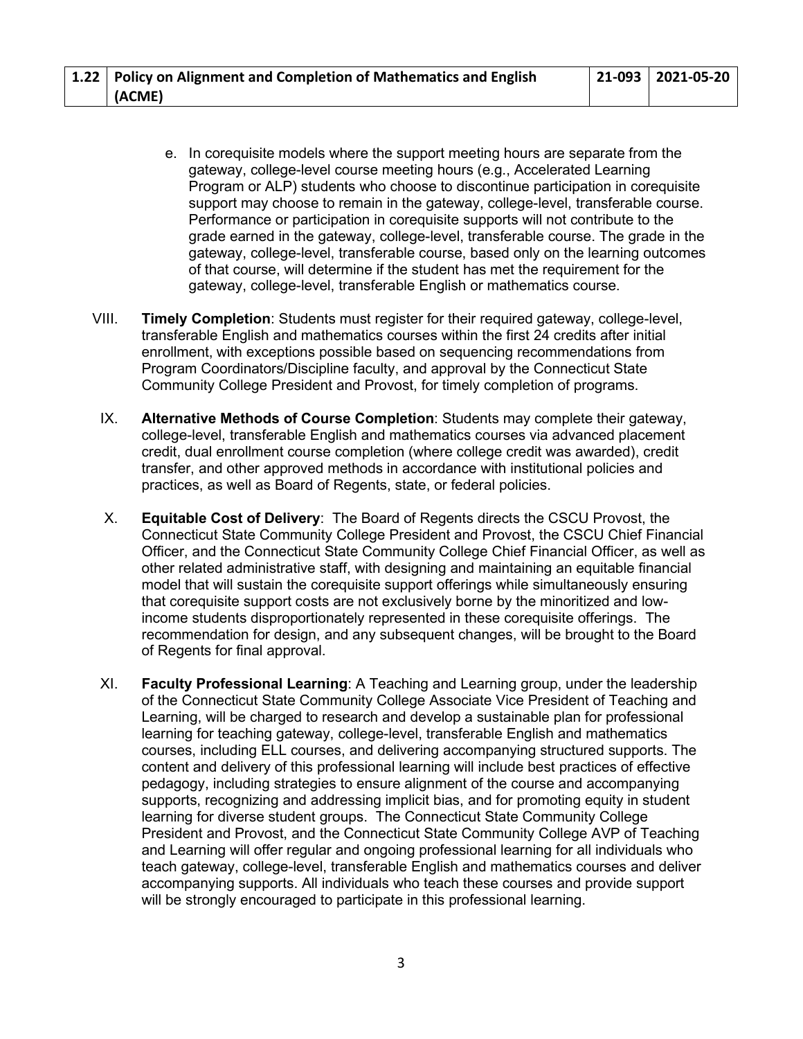e. In corequisite models where the support meeting hours are separate from the gateway, college-level course meeting hours (e.g., Accelerated Learning Program or ALP) students who choose to discontinue participation in corequisite support may choose to remain in the gateway, college-level, transferable course. Performance or participation in corequisite supports will not contribute to the grade earned in the gateway, college-level, transferable course. The grade in the gateway, college-level, transferable course, based only on the learning outcomes of that course, will determine if the student has met the requirement for the gateway, college-level, transferable English or mathematics course.

VIII. **Timely Completion**: Students must register for their required gateway, college-level, transferable English and mathematics courses within the first 24 credits after initial enrollment, with exceptions possible based on sequencing recommendations from Program Coordinators/Discipline faculty, and approval by the Connecticut State Community College President and Provost, for timely completion of programs.

IX. **Alternative Methods of Course Completion**: Students may complete their gateway, college-level, transferable English and mathematics courses via advanced placement credit, dual enrollment course completion (where college credit was awarded), credit transfer, and other approved methods in accordance with institutional policies and practices, as well as Board of Regents, state, or federal policies.

X. **Equitable Cost of Delivery**: The Board of Regents directs the CSCU Provost, the Connecticut State Community College President and Provost, the CSCU Chief Financial Officer, and the Connecticut State Community College Chief Financial Officer, as well as other related administrative staff, with designing and maintaining an equitable financial model that will sustain the corequisite support offerings while simultaneously ensuring that corequisite support costs are not exclusively borne by the minoritized and low-income students disproportionately represented in these corequisite offerings. The recommendation for design, and any subsequent changes, will be brought to the Board of Regents for final approval.

XI. **Faculty Professional Learning**: A Teaching and Learning group, under the leadership of the Connecticut State Community College Associate Vice President of Teaching and Learning, will be charged to research and develop a sustainable plan for professional learning for teaching gateway, college-level, transferable English and mathematics courses, including ELL courses, and delivering accompanying structured supports. The content and delivery of this professional learning will include best practices of effective pedagogy, including strategies to ensure alignment of the course and accompanying supports, recognizing and addressing implicit bias, and for promoting equity in student learning for diverse student groups. The Connecticut State Community College President and Provost, and the Connecticut State Community College AVP of Teaching and Learning will offer regular and ongoing professional learning for all individuals who teach gateway, college-level, transferable English and mathematics courses and deliver accompanying supports. All individuals who teach these courses and provide support will be strongly encouraged to participate in this professional learning.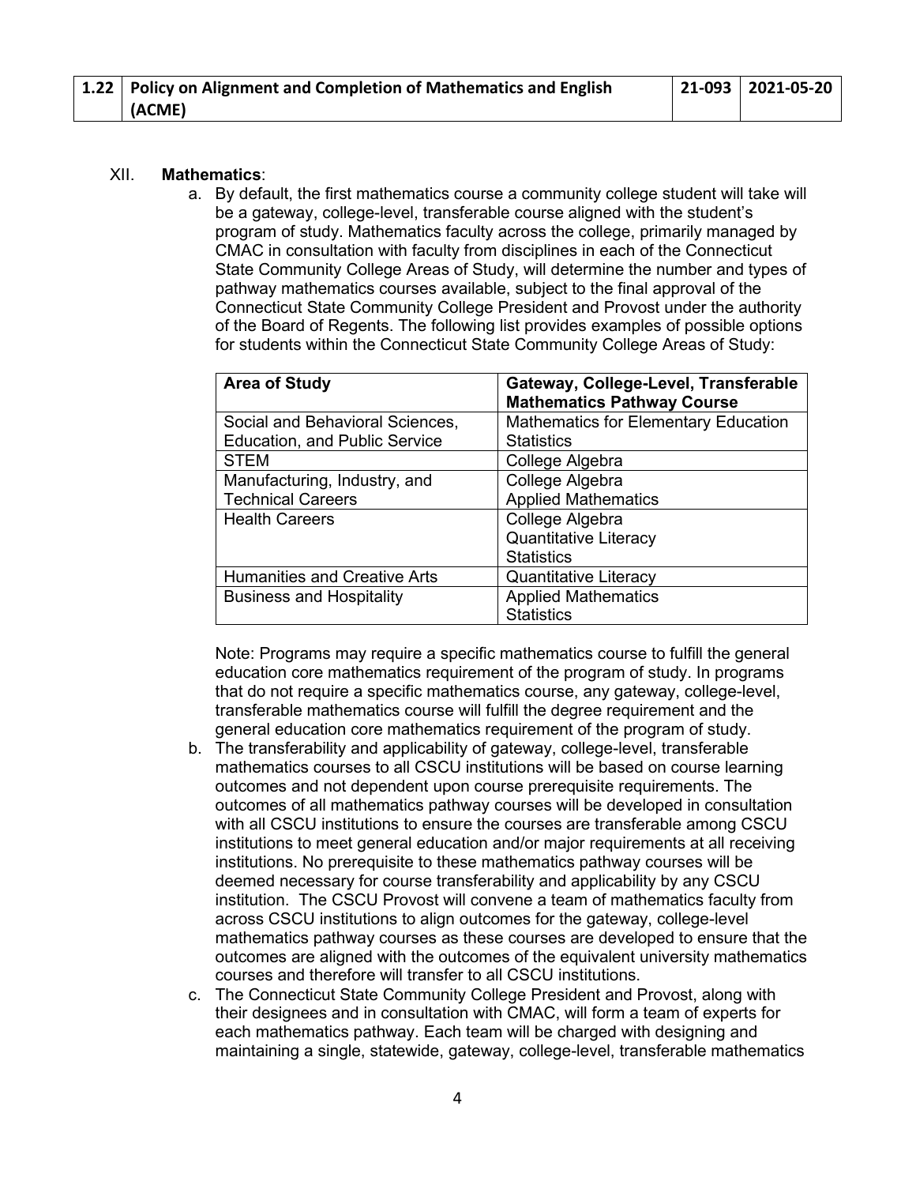| 1.22 | Policy on Alignment and Completion of Mathematics and English (ACME) | 21-093 | 2021-05-20 |
|---|---|---|---|

XII. **Mathematics**:

a. By default, the first mathematics course a community college student will take will be a gateway, college-level, transferable course aligned with the student's program of study. Mathematics faculty across the college, primarily managed by CMAC in consultation with faculty from disciplines in each of the Connecticut State Community College Areas of Study, will determine the number and types of pathway mathematics courses available, subject to the final approval of the Connecticut State Community College President and Provost under the authority of the Board of Regents. The following list provides examples of possible options for students within the Connecticut State Community College Areas of Study:

| Area of Study | Gateway, College-Level, Transferable Mathematics Pathway Course |
|---|---|
| Social and Behavioral Sciences, Education, and Public Service | Mathematics for Elementary Education<br>Statistics |
| STEM | College Algebra |
| Manufacturing, Industry, and Technical Careers | College Algebra<br>Applied Mathematics |
| Health Careers | College Algebra<br>Quantitative Literacy<br>Statistics |
| Humanities and Creative Arts | Quantitative Literacy |
| Business and Hospitality | Applied Mathematics<br>Statistics |

Note: Programs may require a specific mathematics course to fulfill the general education core mathematics requirement of the program of study. In programs that do not require a specific mathematics course, any gateway, college-level, transferable mathematics course will fulfill the degree requirement and the general education core mathematics requirement of the program of study.

b. The transferability and applicability of gateway, college-level, transferable mathematics courses to all CSCU institutions will be based on course learning outcomes and not dependent upon course prerequisite requirements. The outcomes of all mathematics pathway courses will be developed in consultation with all CSCU institutions to ensure the courses are transferable among CSCU institutions to meet general education and/or major requirements at all receiving institutions. No prerequisite to these mathematics pathway courses will be deemed necessary for course transferability and applicability by any CSCU institution. The CSCU Provost will convene a team of mathematics faculty from across CSCU institutions to align outcomes for the gateway, college-level mathematics pathway courses as these courses are developed to ensure that the outcomes are aligned with the outcomes of the equivalent university mathematics courses and therefore will transfer to all CSCU institutions.

c. The Connecticut State Community College President and Provost, along with their designees and in consultation with CMAC, will form a team of experts for each mathematics pathway. Each team will be charged with designing and maintaining a single, statewide, gateway, college-level, transferable mathematics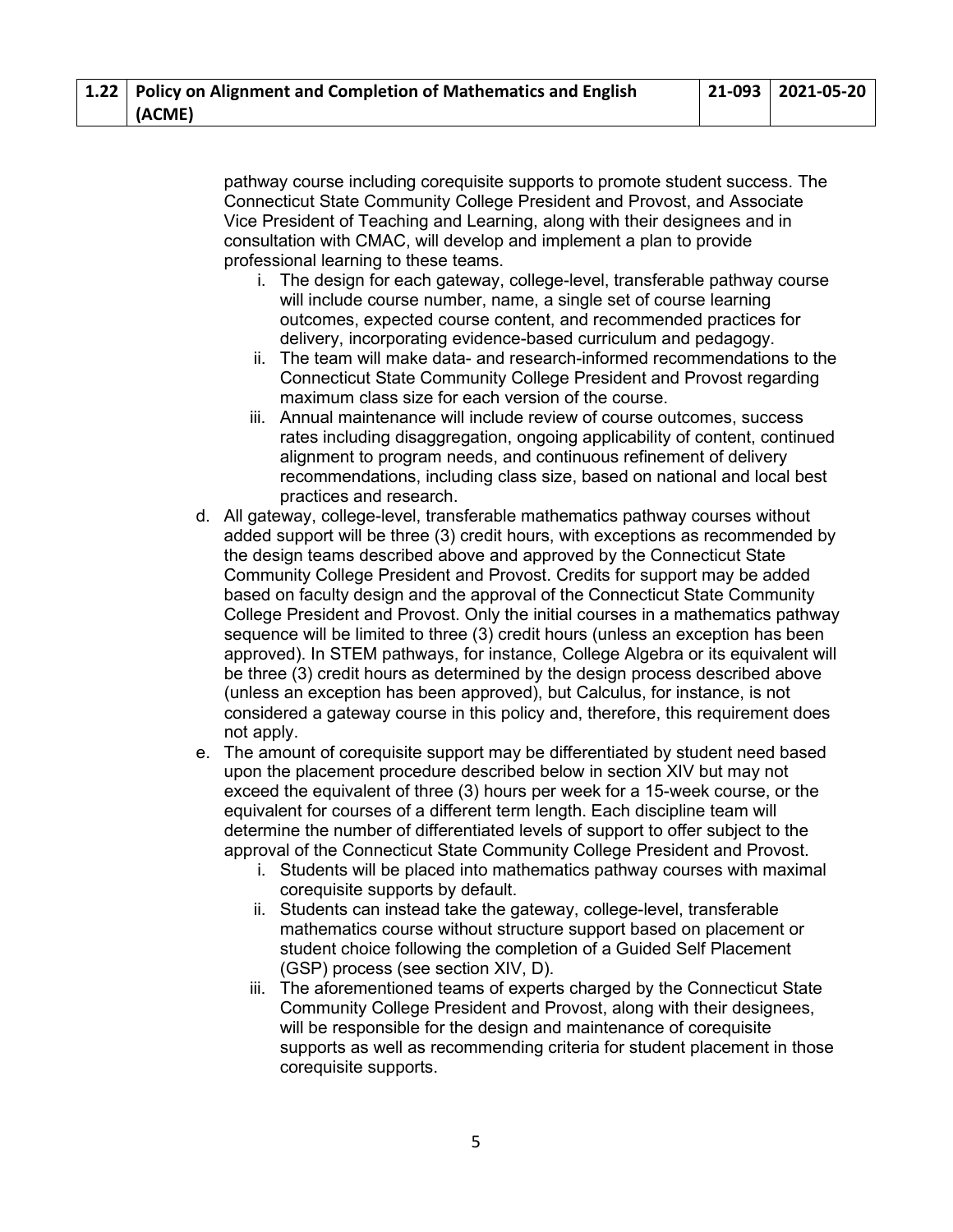pathway course including corequisite supports to promote student success. The Connecticut State Community College President and Provost, and Associate Vice President of Teaching and Learning, along with their designees and in consultation with CMAC, will develop and implement a plan to provide professional learning to these teams.

i. The design for each gateway, college-level, transferable pathway course will include course number, name, a single set of course learning outcomes, expected course content, and recommended practices for delivery, incorporating evidence-based curriculum and pedagogy.
ii. The team will make data- and research-informed recommendations to the Connecticut State Community College President and Provost regarding maximum class size for each version of the course.
iii. Annual maintenance will include review of course outcomes, success rates including disaggregation, ongoing applicability of content, continued alignment to program needs, and continuous refinement of delivery recommendations, including class size, based on national and local best practices and research.

d. All gateway, college-level, transferable mathematics pathway courses without added support will be three (3) credit hours, with exceptions as recommended by the design teams described above and approved by the Connecticut State Community College President and Provost. Credits for support may be added based on faculty design and the approval of the Connecticut State Community College President and Provost. Only the initial courses in a mathematics pathway sequence will be limited to three (3) credit hours (unless an exception has been approved). In STEM pathways, for instance, College Algebra or its equivalent will be three (3) credit hours as determined by the design process described above (unless an exception has been approved), but Calculus, for instance, is not considered a gateway course in this policy and, therefore, this requirement does not apply.

e. The amount of corequisite support may be differentiated by student need based upon the placement procedure described below in section XIV but may not exceed the equivalent of three (3) hours per week for a 15-week course, or the equivalent for courses of a different term length. Each discipline team will determine the number of differentiated levels of support to offer subject to the approval of the Connecticut State Community College President and Provost.

i. Students will be placed into mathematics pathway courses with maximal corequisite supports by default.
ii. Students can instead take the gateway, college-level, transferable mathematics course without structure support based on placement or student choice following the completion of a Guided Self Placement (GSP) process (see section XIV, D).
iii. The aforementioned teams of experts charged by the Connecticut State Community College President and Provost, along with their designees, will be responsible for the design and maintenance of corequisite supports as well as recommending criteria for student placement in those corequisite supports.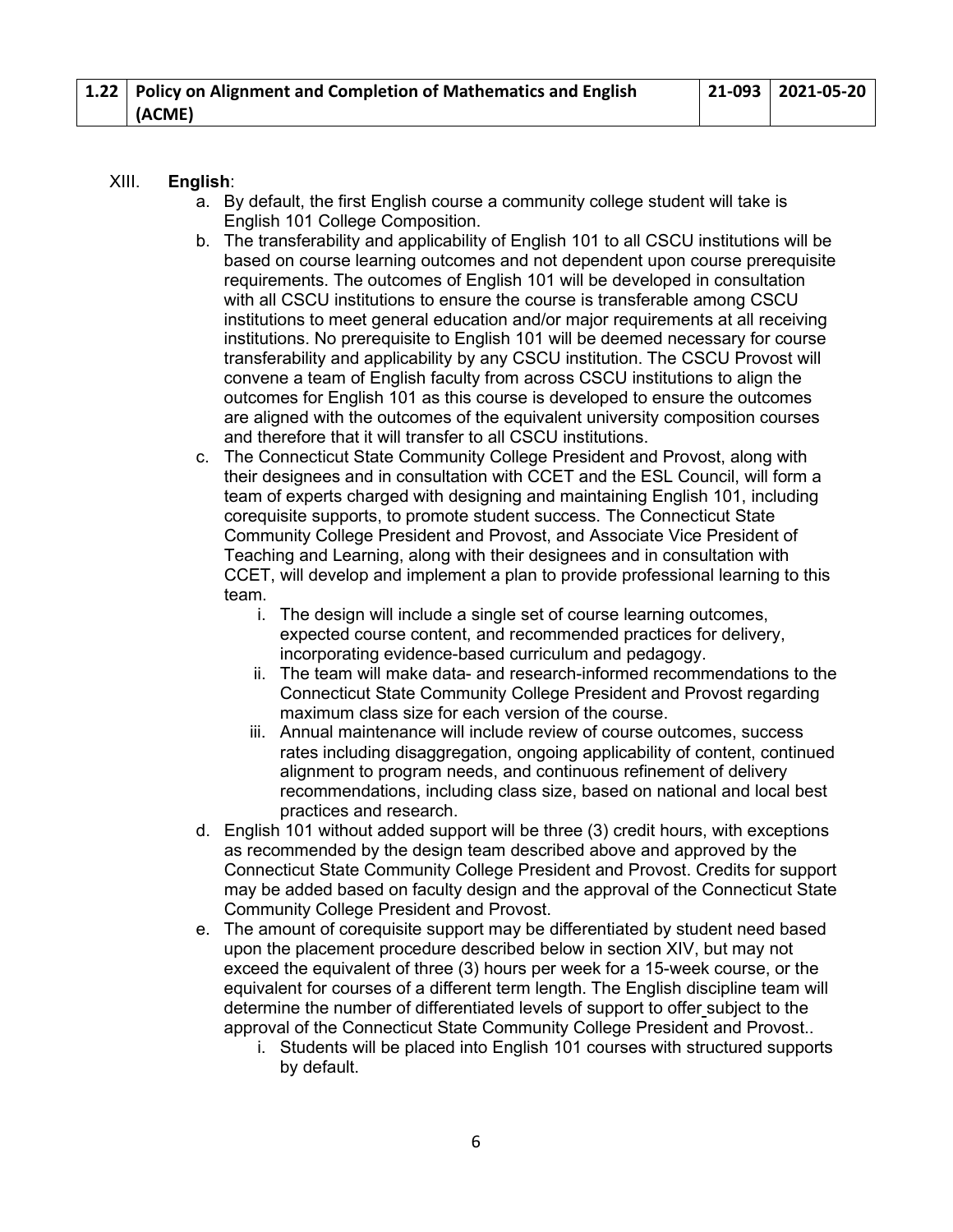| 1.22 | Policy on Alignment and Completion of Mathematics and English (ACME) | 21-093 | 2021-05-20 |
|---|---|---|---|

XIII. **English**:

a. By default, the first English course a community college student will take is English 101 College Composition.

b. The transferability and applicability of English 101 to all CSCU institutions will be based on course learning outcomes and not dependent upon course prerequisite requirements. The outcomes of English 101 will be developed in consultation with all CSCU institutions to ensure the course is transferable among CSCU institutions to meet general education and/or major requirements at all receiving institutions. No prerequisite to English 101 will be deemed necessary for course transferability and applicability by any CSCU institution. The CSCU Provost will convene a team of English faculty from across CSCU institutions to align the outcomes for English 101 as this course is developed to ensure the outcomes are aligned with the outcomes of the equivalent university composition courses and therefore that it will transfer to all CSCU institutions.

c. The Connecticut State Community College President and Provost, along with their designees and in consultation with CCET and the ESL Council, will form a team of experts charged with designing and maintaining English 101, including corequisite supports, to promote student success. The Connecticut State Community College President and Provost, and Associate Vice President of Teaching and Learning, along with their designees and in consultation with CCET, will develop and implement a plan to provide professional learning to this team.

   i. The design will include a single set of course learning outcomes, expected course content, and recommended practices for delivery, incorporating evidence-based curriculum and pedagogy.

   ii. The team will make data- and research-informed recommendations to the Connecticut State Community College President and Provost regarding maximum class size for each version of the course.

   iii. Annual maintenance will include review of course outcomes, success rates including disaggregation, ongoing applicability of content, continued alignment to program needs, and continuous refinement of delivery recommendations, including class size, based on national and local best practices and research.

d. English 101 without added support will be three (3) credit hours, with exceptions as recommended by the design team described above and approved by the Connecticut State Community College President and Provost. Credits for support may be added based on faculty design and the approval of the Connecticut State Community College President and Provost.

e. The amount of corequisite support may be differentiated by student need based upon the placement procedure described below in section XIV, but may not exceed the equivalent of three (3) hours per week for a 15-week course, or the equivalent for courses of a different term length. The English discipline team will determine the number of differentiated levels of support to offer subject to the approval of the Connecticut State Community College President and Provost..

   i. Students will be placed into English 101 courses with structured supports by default.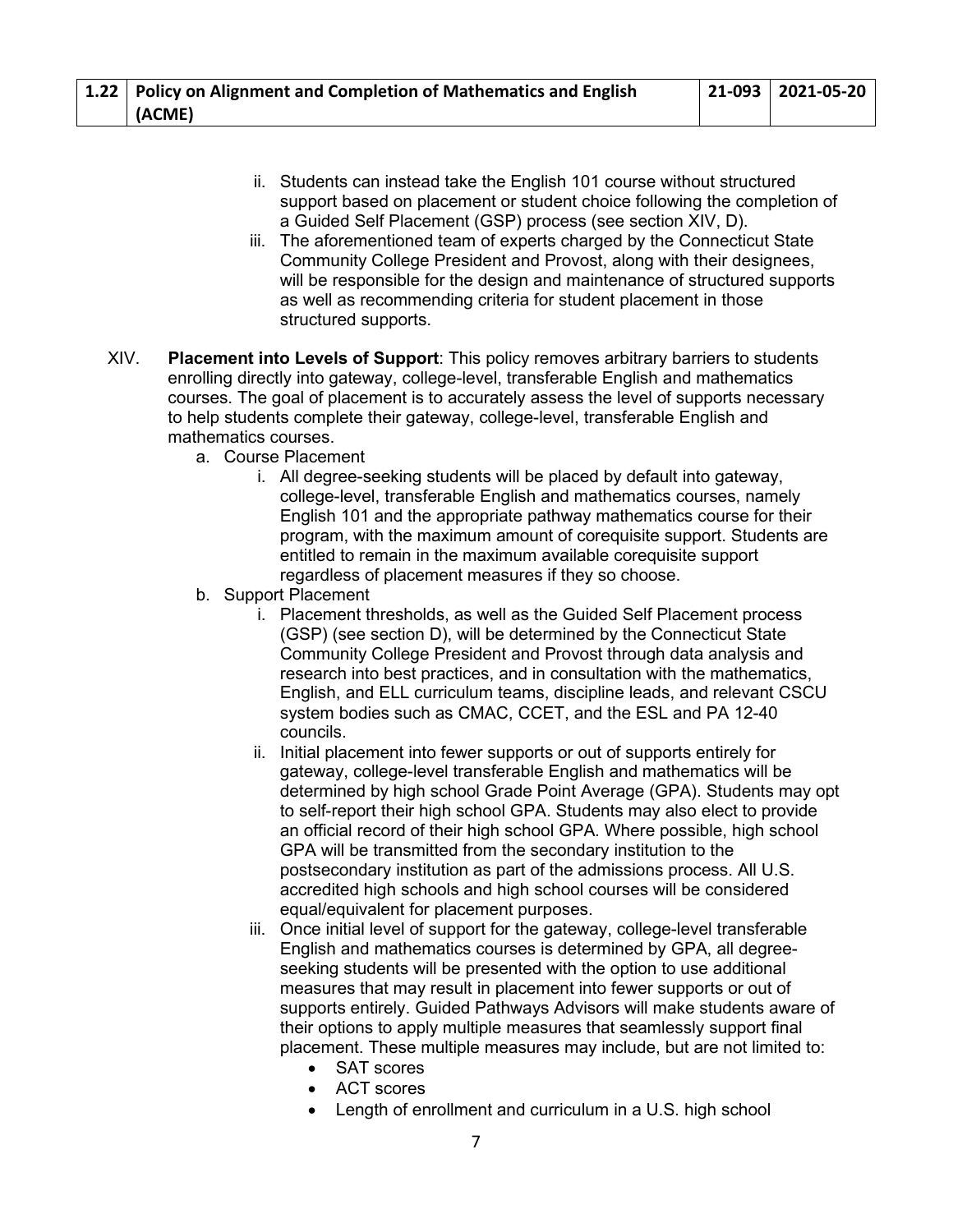ii. Students can instead take the English 101 course without structured support based on placement or student choice following the completion of a Guided Self Placement (GSP) process (see section XIV, D).

iii. The aforementioned team of experts charged by the Connecticut State Community College President and Provost, along with their designees, will be responsible for the design and maintenance of structured supports as well as recommending criteria for student placement in those structured supports.

XIV. **Placement into Levels of Support**: This policy removes arbitrary barriers to students enrolling directly into gateway, college-level, transferable English and mathematics courses. The goal of placement is to accurately assess the level of supports necessary to help students complete their gateway, college-level, transferable English and mathematics courses.

a. Course Placement

i. All degree-seeking students will be placed by default into gateway, college-level, transferable English and mathematics courses, namely English 101 and the appropriate pathway mathematics course for their program, with the maximum amount of corequisite support. Students are entitled to remain in the maximum available corequisite support regardless of placement measures if they so choose.

b. Support Placement

i. Placement thresholds, as well as the Guided Self Placement process (GSP) (see section D), will be determined by the Connecticut State Community College President and Provost through data analysis and research into best practices, and in consultation with the mathematics, English, and ELL curriculum teams, discipline leads, and relevant CSCU system bodies such as CMAC, CCET, and the ESL and PA 12-40 councils.

ii. Initial placement into fewer supports or out of supports entirely for gateway, college-level transferable English and mathematics will be determined by high school Grade Point Average (GPA). Students may opt to self-report their high school GPA. Students may also elect to provide an official record of their high school GPA. Where possible, high school GPA will be transmitted from the secondary institution to the postsecondary institution as part of the admissions process. All U.S. accredited high schools and high school courses will be considered equal/equivalent for placement purposes.

iii. Once initial level of support for the gateway, college-level transferable English and mathematics courses is determined by GPA, all degree-seeking students will be presented with the option to use additional measures that may result in placement into fewer supports or out of supports entirely. Guided Pathways Advisors will make students aware of their options to apply multiple measures that seamlessly support final placement. These multiple measures may include, but are not limited to:

- SAT scores
- ACT scores
- Length of enrollment and curriculum in a U.S. high school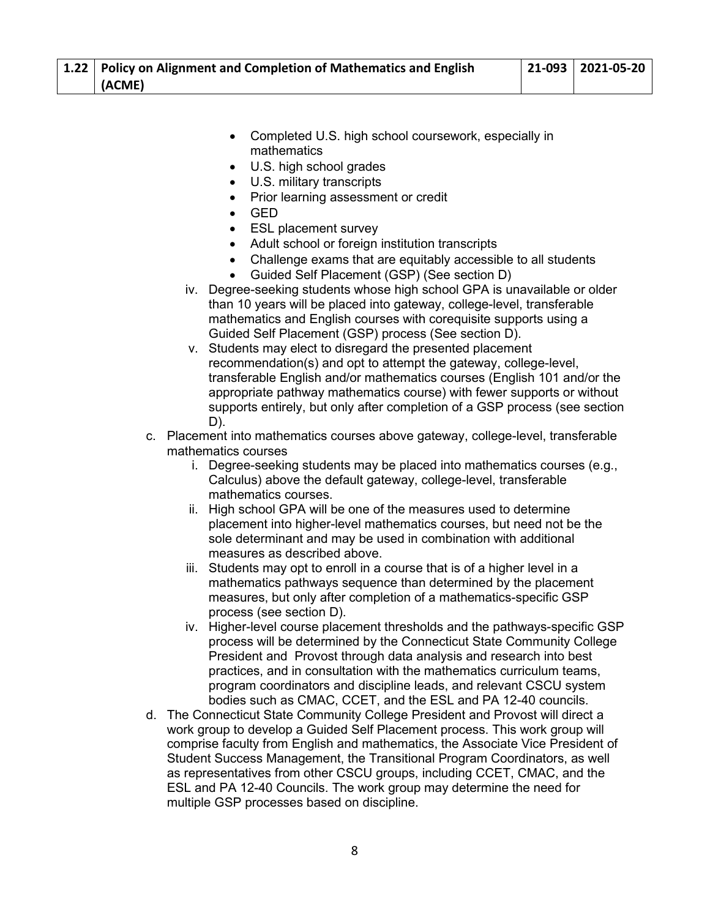- Completed U.S. high school coursework, especially in mathematics
- U.S. high school grades
- U.S. military transcripts
- Prior learning assessment or credit
- GED
- ESL placement survey
- Adult school or foreign institution transcripts
- Challenge exams that are equitably accessible to all students
- Guided Self Placement (GSP) (See section D)

iv. Degree-seeking students whose high school GPA is unavailable or older than 10 years will be placed into gateway, college-level, transferable mathematics and English courses with corequisite supports using a Guided Self Placement (GSP) process (See section D).

v. Students may elect to disregard the presented placement recommendation(s) and opt to attempt the gateway, college-level, transferable English and/or mathematics courses (English 101 and/or the appropriate pathway mathematics course) with fewer supports or without supports entirely, but only after completion of a GSP process (see section D).

c. Placement into mathematics courses above gateway, college-level, transferable mathematics courses

i. Degree-seeking students may be placed into mathematics courses (e.g., Calculus) above the default gateway, college-level, transferable mathematics courses.

ii. High school GPA will be one of the measures used to determine placement into higher-level mathematics courses, but need not be the sole determinant and may be used in combination with additional measures as described above.

iii. Students may opt to enroll in a course that is of a higher level in a mathematics pathways sequence than determined by the placement measures, but only after completion of a mathematics-specific GSP process (see section D).

iv. Higher-level course placement thresholds and the pathways-specific GSP process will be determined by the Connecticut State Community College President and Provost through data analysis and research into best practices, and in consultation with the mathematics curriculum teams, program coordinators and discipline leads, and relevant CSCU system bodies such as CMAC, CCET, and the ESL and PA 12-40 councils.

d. The Connecticut State Community College President and Provost will direct a work group to develop a Guided Self Placement process. This work group will comprise faculty from English and mathematics, the Associate Vice President of Student Success Management, the Transitional Program Coordinators, as well as representatives from other CSCU groups, including CCET, CMAC, and the ESL and PA 12-40 Councils. The work group may determine the need for multiple GSP processes based on discipline.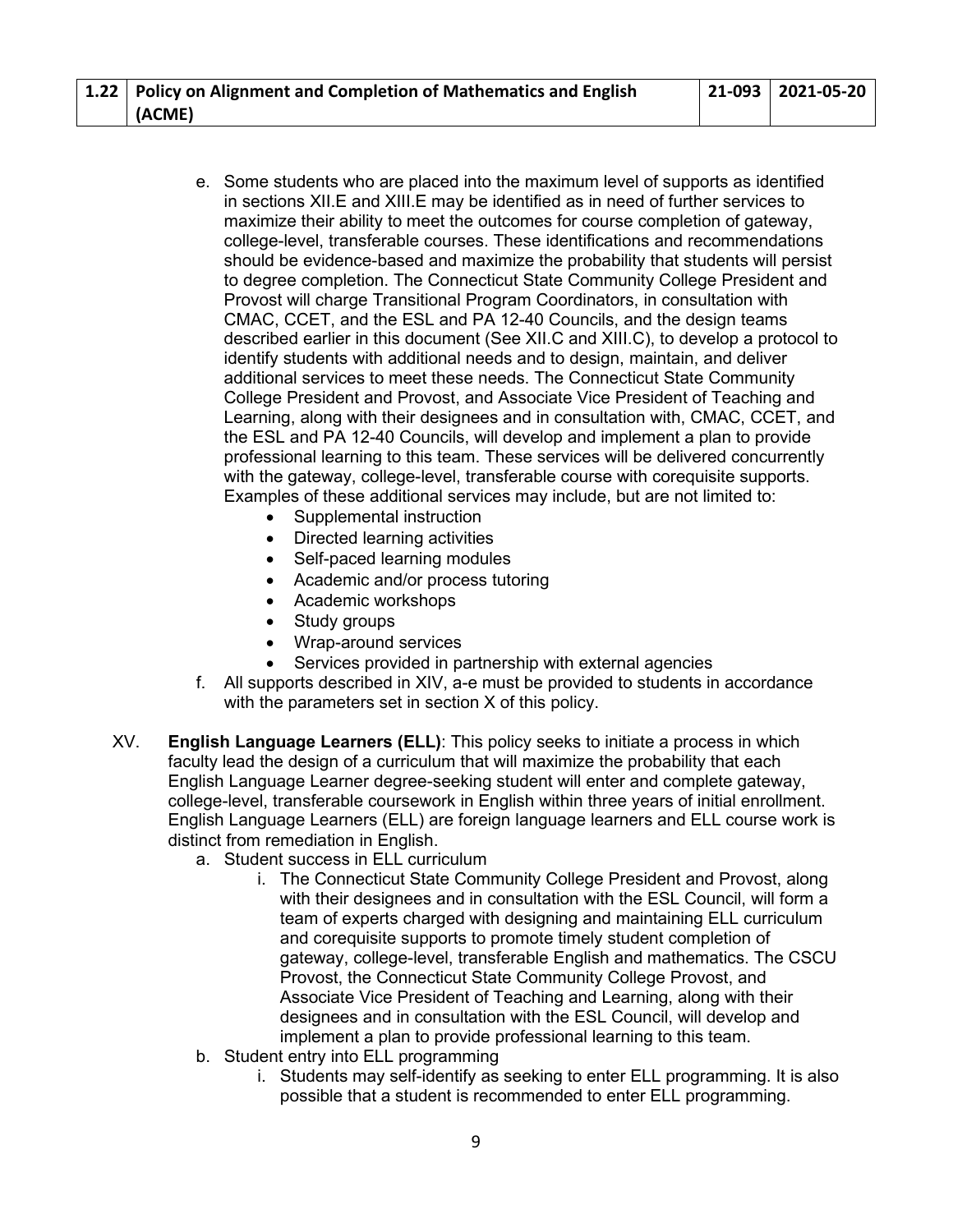e. Some students who are placed into the maximum level of supports as identified in sections XII.E and XIII.E may be identified as in need of further services to maximize their ability to meet the outcomes for course completion of gateway, college-level, transferable courses. These identifications and recommendations should be evidence-based and maximize the probability that students will persist to degree completion. The Connecticut State Community College President and Provost will charge Transitional Program Coordinators, in consultation with CMAC, CCET, and the ESL and PA 12-40 Councils, and the design teams described earlier in this document (See XII.C and XIII.C), to develop a protocol to identify students with additional needs and to design, maintain, and deliver additional services to meet these needs. The Connecticut State Community College President and Provost, and Associate Vice President of Teaching and Learning, along with their designees and in consultation with, CMAC, CCET, and the ESL and PA 12-40 Councils, will develop and implement a plan to provide professional learning to this team. These services will be delivered concurrently with the gateway, college-level, transferable course with corequisite supports. Examples of these additional services may include, but are not limited to:
    - Supplemental instruction
    - Directed learning activities
    - Self-paced learning modules
    - Academic and/or process tutoring
    - Academic workshops
    - Study groups
    - Wrap-around services
    - Services provided in partnership with external agencies

f. All supports described in XIV, a-e must be provided to students in accordance with the parameters set in section X of this policy.

XV. **English Language Learners (ELL)**: This policy seeks to initiate a process in which faculty lead the design of a curriculum that will maximize the probability that each English Language Learner degree-seeking student will enter and complete gateway, college-level, transferable coursework in English within three years of initial enrollment. English Language Learners (ELL) are foreign language learners and ELL course work is distinct from remediation in English.

a. Student success in ELL curriculum
    i. The Connecticut State Community College President and Provost, along with their designees and in consultation with the ESL Council, will form a team of experts charged with designing and maintaining ELL curriculum and corequisite supports to promote timely student completion of gateway, college-level, transferable English and mathematics. The CSCU Provost, the Connecticut State Community College Provost, and Associate Vice President of Teaching and Learning, along with their designees and in consultation with the ESL Council, will develop and implement a plan to provide professional learning to this team.

b. Student entry into ELL programming
    i. Students may self-identify as seeking to enter ELL programming. It is also possible that a student is recommended to enter ELL programming.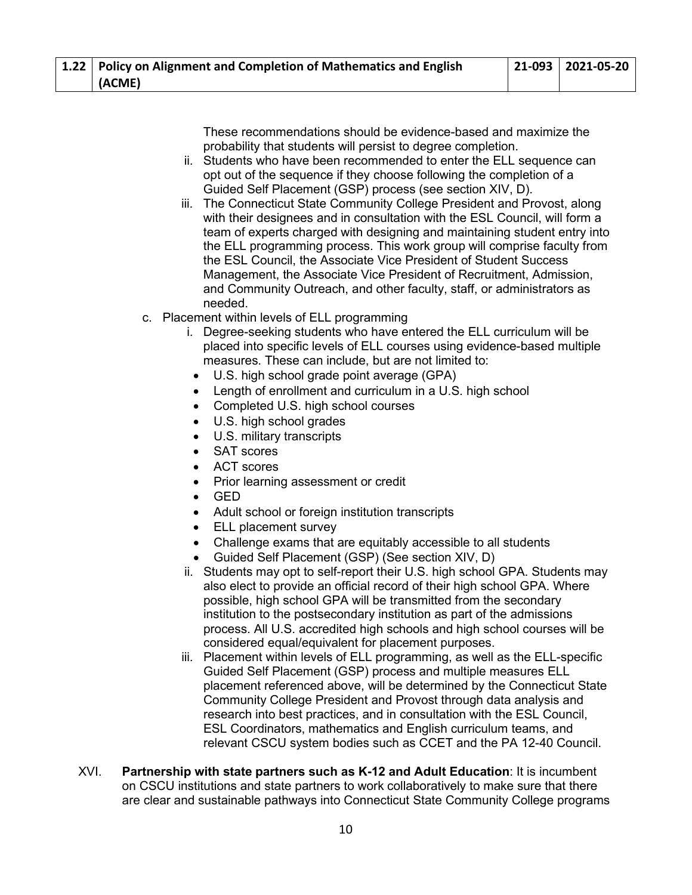These recommendations should be evidence-based and maximize the probability that students will persist to degree completion.

ii. Students who have been recommended to enter the ELL sequence can opt out of the sequence if they choose following the completion of a Guided Self Placement (GSP) process (see section XIV, D).

iii. The Connecticut State Community College President and Provost, along with their designees and in consultation with the ESL Council, will form a team of experts charged with designing and maintaining student entry into the ELL programming process. This work group will comprise faculty from the ESL Council, the Associate Vice President of Student Success Management, the Associate Vice President of Recruitment, Admission, and Community Outreach, and other faculty, staff, or administrators as needed.

c. Placement within levels of ELL programming

i. Degree-seeking students who have entered the ELL curriculum will be placed into specific levels of ELL courses using evidence-based multiple measures. These can include, but are not limited to:

- U.S. high school grade point average (GPA)
- Length of enrollment and curriculum in a U.S. high school
- Completed U.S. high school courses
- U.S. high school grades
- U.S. military transcripts
- SAT scores
- ACT scores
- Prior learning assessment or credit
- GED
- Adult school or foreign institution transcripts
- ELL placement survey
- Challenge exams that are equitably accessible to all students
- Guided Self Placement (GSP) (See section XIV, D)

ii. Students may opt to self-report their U.S. high school GPA. Students may also elect to provide an official record of their high school GPA. Where possible, high school GPA will be transmitted from the secondary institution to the postsecondary institution as part of the admissions process. All U.S. accredited high schools and high school courses will be considered equal/equivalent for placement purposes.

iii. Placement within levels of ELL programming, as well as the ELL-specific Guided Self Placement (GSP) process and multiple measures ELL placement referenced above, will be determined by the Connecticut State Community College President and Provost through data analysis and research into best practices, and in consultation with the ESL Council, ESL Coordinators, mathematics and English curriculum teams, and relevant CSCU system bodies such as CCET and the PA 12-40 Council.

XVI. **Partnership with state partners such as K-12 and Adult Education**: It is incumbent on CSCU institutions and state partners to work collaboratively to make sure that there are clear and sustainable pathways into Connecticut State Community College programs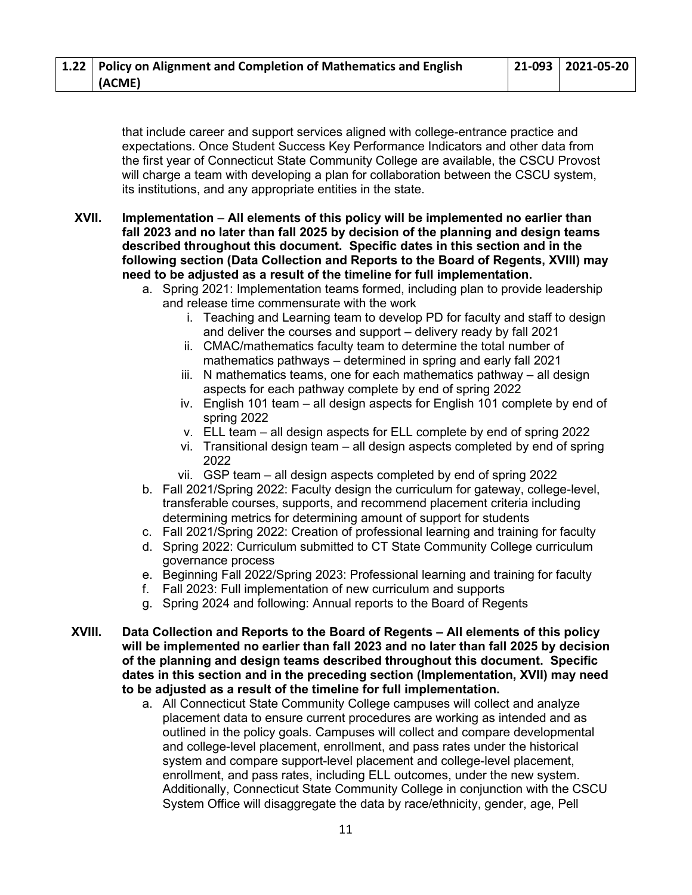that include career and support services aligned with college-entrance practice and expectations. Once Student Success Key Performance Indicators and other data from the first year of Connecticut State Community College are available, the CSCU Provost will charge a team with developing a plan for collaboration between the CSCU system, its institutions, and any appropriate entities in the state.

**XVII. Implementation** – **All elements of this policy will be implemented no earlier than fall 2023 and no later than fall 2025 by decision of the planning and design teams described throughout this document. Specific dates in this section and in the following section (Data Collection and Reports to the Board of Regents, XVIII) may need to be adjusted as a result of the timeline for full implementation.**

a. Spring 2021: Implementation teams formed, including plan to provide leadership and release time commensurate with the work
    i. Teaching and Learning team to develop PD for faculty and staff to design and deliver the courses and support – delivery ready by fall 2021
    ii. CMAC/mathematics faculty team to determine the total number of mathematics pathways – determined in spring and early fall 2021
    iii. N mathematics teams, one for each mathematics pathway – all design aspects for each pathway complete by end of spring 2022
    iv. English 101 team – all design aspects for English 101 complete by end of spring 2022
    v. ELL team – all design aspects for ELL complete by end of spring 2022
    vi. Transitional design team – all design aspects completed by end of spring 2022
    vii. GSP team – all design aspects completed by end of spring 2022
b. Fall 2021/Spring 2022: Faculty design the curriculum for gateway, college-level, transferable courses, supports, and recommend placement criteria including determining metrics for determining amount of support for students
c. Fall 2021/Spring 2022: Creation of professional learning and training for faculty
d. Spring 2022: Curriculum submitted to CT State Community College curriculum governance process
e. Beginning Fall 2022/Spring 2023: Professional learning and training for faculty
f. Fall 2023: Full implementation of new curriculum and supports
g. Spring 2024 and following: Annual reports to the Board of Regents

**XVIII. Data Collection and Reports to the Board of Regents – All elements of this policy will be implemented no earlier than fall 2023 and no later than fall 2025 by decision of the planning and design teams described throughout this document. Specific dates in this section and in the preceding section (Implementation, XVII) may need to be adjusted as a result of the timeline for full implementation.**

a. All Connecticut State Community College campuses will collect and analyze placement data to ensure current procedures are working as intended and as outlined in the policy goals. Campuses will collect and compare developmental and college-level placement, enrollment, and pass rates under the historical system and compare support-level placement and college-level placement, enrollment, and pass rates, including ELL outcomes, under the new system. Additionally, Connecticut State Community College in conjunction with the CSCU System Office will disaggregate the data by race/ethnicity, gender, age, Pell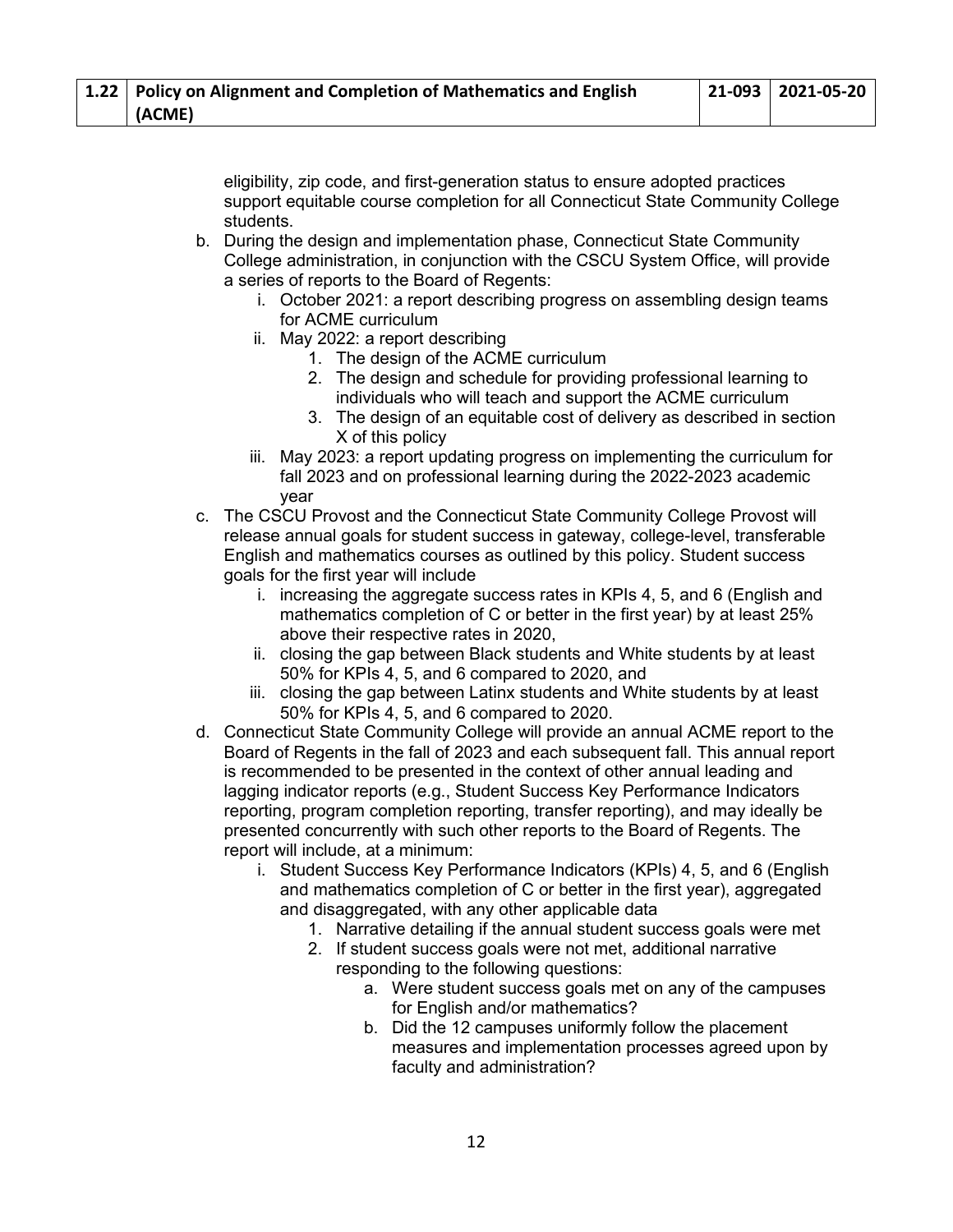eligibility, zip code, and first-generation status to ensure adopted practices support equitable course completion for all Connecticut State Community College students.

b. During the design and implementation phase, Connecticut State Community College administration, in conjunction with the CSCU System Office, will provide a series of reports to the Board of Regents:
   i. October 2021: a report describing progress on assembling design teams for ACME curriculum
   ii. May 2022: a report describing
      1. The design of the ACME curriculum
      2. The design and schedule for providing professional learning to individuals who will teach and support the ACME curriculum
      3. The design of an equitable cost of delivery as described in section X of this policy
   iii. May 2023: a report updating progress on implementing the curriculum for fall 2023 and on professional learning during the 2022-2023 academic year

c. The CSCU Provost and the Connecticut State Community College Provost will release annual goals for student success in gateway, college-level, transferable English and mathematics courses as outlined by this policy. Student success goals for the first year will include
   i. increasing the aggregate success rates in KPIs 4, 5, and 6 (English and mathematics completion of C or better in the first year) by at least 25% above their respective rates in 2020,
   ii. closing the gap between Black students and White students by at least 50% for KPIs 4, 5, and 6 compared to 2020, and
   iii. closing the gap between Latinx students and White students by at least 50% for KPIs 4, 5, and 6 compared to 2020.

d. Connecticut State Community College will provide an annual ACME report to the Board of Regents in the fall of 2023 and each subsequent fall. This annual report is recommended to be presented in the context of other annual leading and lagging indicator reports (e.g., Student Success Key Performance Indicators reporting, program completion reporting, transfer reporting), and may ideally be presented concurrently with such other reports to the Board of Regents. The report will include, at a minimum:
   i. Student Success Key Performance Indicators (KPIs) 4, 5, and 6 (English and mathematics completion of C or better in the first year), aggregated and disaggregated, with any other applicable data
      1. Narrative detailing if the annual student success goals were met
      2. If student success goals were not met, additional narrative responding to the following questions:
         a. Were student success goals met on any of the campuses for English and/or mathematics?
         b. Did the 12 campuses uniformly follow the placement measures and implementation processes agreed upon by faculty and administration?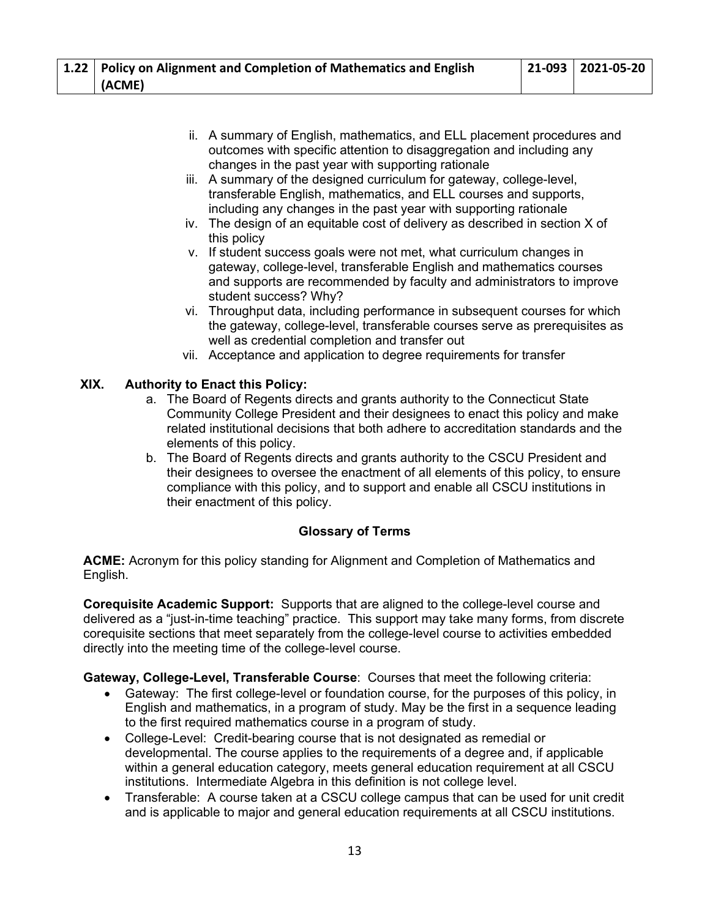ii. A summary of English, mathematics, and ELL placement procedures and outcomes with specific attention to disaggregation and including any changes in the past year with supporting rationale
iii. A summary of the designed curriculum for gateway, college-level, transferable English, mathematics, and ELL courses and supports, including any changes in the past year with supporting rationale
iv. The design of an equitable cost of delivery as described in section X of this policy
v. If student success goals were not met, what curriculum changes in gateway, college-level, transferable English and mathematics courses and supports are recommended by faculty and administrators to improve student success? Why?
vi. Throughput data, including performance in subsequent courses for which the gateway, college-level, transferable courses serve as prerequisites as well as credential completion and transfer out
vii. Acceptance and application to degree requirements for transfer

## XIX. Authority to Enact this Policy:

a. The Board of Regents directs and grants authority to the Connecticut State Community College President and their designees to enact this policy and make related institutional decisions that both adhere to accreditation standards and the elements of this policy.
b. The Board of Regents directs and grants authority to the CSCU President and their designees to oversee the enactment of all elements of this policy, to ensure compliance with this policy, and to support and enable all CSCU institutions in their enactment of this policy.

## Glossary of Terms

**ACME:** Acronym for this policy standing for Alignment and Completion of Mathematics and English.

**Corequisite Academic Support:** Supports that are aligned to the college-level course and delivered as a "just-in-time teaching" practice. This support may take many forms, from discrete corequisite sections that meet separately from the college-level course to activities embedded directly into the meeting time of the college-level course.

**Gateway, College-Level, Transferable Course**: Courses that meet the following criteria:

- Gateway: The first college-level or foundation course, for the purposes of this policy, in English and mathematics, in a program of study. May be the first in a sequence leading to the first required mathematics course in a program of study.
- College-Level: Credit-bearing course that is not designated as remedial or developmental. The course applies to the requirements of a degree and, if applicable within a general education category, meets general education requirement at all CSCU institutions. Intermediate Algebra in this definition is not college level.
- Transferable: A course taken at a CSCU college campus that can be used for unit credit and is applicable to major and general education requirements at all CSCU institutions.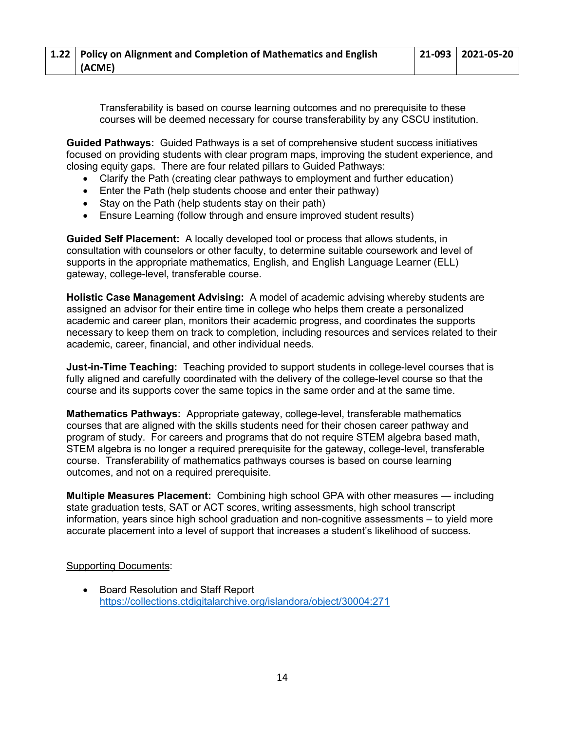| | | | |
|---|---|---|---|
| 1.22 | Policy on Alignment and Completion of Mathematics and English (ACME) | 21-093 | 2021-05-20 |

Transferability is based on course learning outcomes and no prerequisite to these courses will be deemed necessary for course transferability by any CSCU institution.

**Guided Pathways:** Guided Pathways is a set of comprehensive student success initiatives focused on providing students with clear program maps, improving the student experience, and closing equity gaps. There are four related pillars to Guided Pathways:

- Clarify the Path (creating clear pathways to employment and further education)
- Enter the Path (help students choose and enter their pathway)
- Stay on the Path (help students stay on their path)
- Ensure Learning (follow through and ensure improved student results)

**Guided Self Placement:** A locally developed tool or process that allows students, in consultation with counselors or other faculty, to determine suitable coursework and level of supports in the appropriate mathematics, English, and English Language Learner (ELL) gateway, college-level, transferable course.

**Holistic Case Management Advising:** A model of academic advising whereby students are assigned an advisor for their entire time in college who helps them create a personalized academic and career plan, monitors their academic progress, and coordinates the supports necessary to keep them on track to completion, including resources and services related to their academic, career, financial, and other individual needs.

**Just-in-Time Teaching:** Teaching provided to support students in college-level courses that is fully aligned and carefully coordinated with the delivery of the college-level course so that the course and its supports cover the same topics in the same order and at the same time.

**Mathematics Pathways:** Appropriate gateway, college-level, transferable mathematics courses that are aligned with the skills students need for their chosen career pathway and program of study. For careers and programs that do not require STEM algebra based math, STEM algebra is no longer a required prerequisite for the gateway, college-level, transferable course. Transferability of mathematics pathways courses is based on course learning outcomes, and not on a required prerequisite.

**Multiple Measures Placement:** Combining high school GPA with other measures — including state graduation tests, SAT or ACT scores, writing assessments, high school transcript information, years since high school graduation and non-cognitive assessments – to yield more accurate placement into a level of support that increases a student's likelihood of success.

Supporting Documents:

- Board Resolution and Staff Report
  https://collections.ctdigitalarchive.org/islandora/object/30004:271